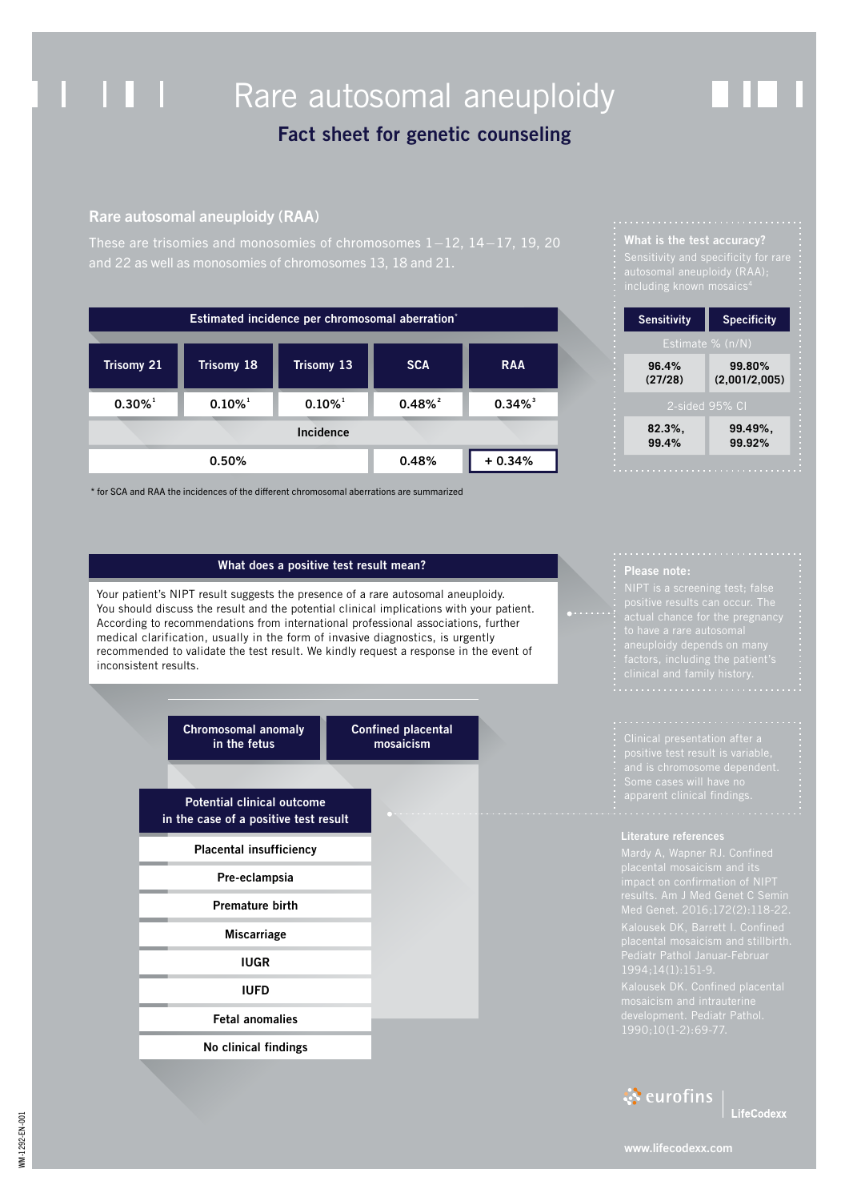# Rare autosomal aneuploidy

## Fact sheet for genetic counseling

### Rare autosomal aneuploidy (RAA)

These are trisomies and monosomies of chromosomes 1–12, 14–17, 19, 20 and 22 as well as monosomies of chromosomes 13, 18 and 21.

| Estimated incidence per chromosomal aberration* | | | | |
|---|---|---|---|---|
| Trisomy 21 | Trisomy 18 | Trisomy 13 | SCA | RAA |
| 0.30%[1] | 0.10%[1] | 0.10%[1] | 0.48%[2] | 0.34%[3] |
| Incidence | | | | |
| 0.50% | | | 0.48% | + 0.34% |

\* for SCA and RAA the incidences of the different chromosomal aberrations are summarized

### What is the test accuracy?

Sensitivity and specificity for rare autosomal aneuploidy (RAA); including known mosaics[4]

| Sensitivity | Specificity |
|---|---|
| Estimate % (n/N) | |
| 96.4% (27/28) | 99.80% (2,001/2,005) |
| 2-sided 95% CI | |
| 82.3%, 99.4% | 99.49%, 99.92% |

### What does a positive test result mean?

Your patient's NIPT result suggests the presence of a rare autosomal aneuploidy. You should discuss the result and the potential clinical implications with your patient. According to recommendations from international professional associations, further medical clarification, usually in the form of invasive diagnostics, is urgently recommended to validate the test result. We kindly request a response in the event of inconsistent results.

**Please note:**

NIPT is a screening test; false positive results can occur. The actual chance for the pregnancy to have a rare autosomal aneuploidy depends on many factors, including the patient's clinical and family history.

**Chromosomal anomaly in the fetus** | **Confined placental mosaicism**

**Potential clinical outcome in the case of a positive test result**

- Placental insufficiency
- Pre-eclampsia
- Premature birth
- Miscarriage
- IUGR
- IUFD
- Fetal anomalies
- No clinical findings

Clinical presentation after a positive test result is variable, and is chromosome dependent. Some cases will have no apparent clinical findings.

### Literature references

Mardy A, Wapner RJ. Confined placental mosaicism and its impact on confirmation of NIPT results. Am J Med Genet C Semin Med Genet. 2016;172(2):118-22.

Kalousek DK, Barrett I. Confined placental mosaicism and stillbirth. Pediatr Pathol Januar-Februar 1994;14(1):151-9.

Kalousek DK. Confined placental mosaicism and intrauterine development. Pediatr Pathol. 1990;10(1-2):69-77.

eurofins LifeCodexx

www.lifecodexx.com

WM-1292-EN-001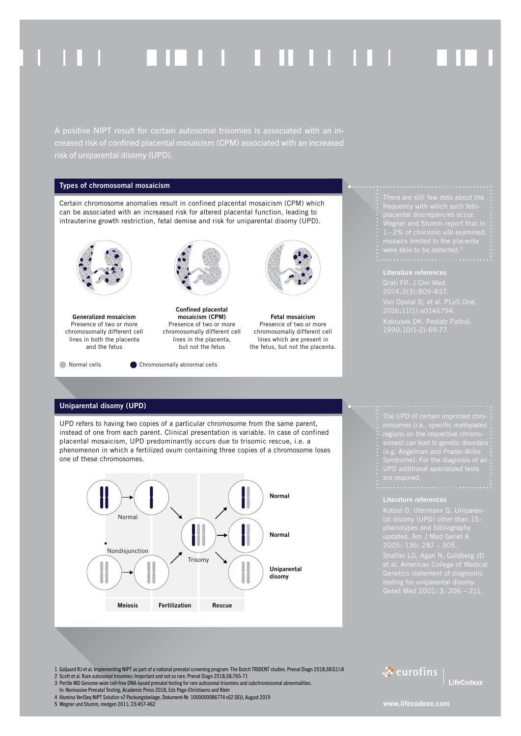A positive NIPT result for certain autosomal trisomies is associated with an increased risk of confined placental mosaicism (CPM) associated with an increased risk of uniparental disomy (UPD).

## Types of chromosomal mosaicism

Certain chromosome anomalies result in confined placental mosaicism (CPM) which can be associated with an increased risk for altered placental function, leading to intrauterine growth restriction, fetal demise and risk for uniparental disomy (UPD).

**Generalized mosaicism**
Presence of two or more chromosomally different cell lines in both the placenta and the fetus

**Confined placental mosaicism (CPM)**
Presence of two or more chromosomally different cell lines in the placenta, but not the fetus

**Fetal mosaicism**
Presence of two or more chromosomally different cell lines which are present in the fetus, but not the placenta.

Normal cells

Chromosomally abnormal cells

There are still few data about the frequency with which such feto-placental discrepancies occur. Wegner and Stumm report that in 1–2% of chorionic villi examined, mosaics limited to the placenta were able to be detected.[5]

### Literature references

Grati FR. J Clin Med. 2014;3(3):809-837.

Van Opstal D, et al. PLoS One. 2016;11(1):e0146794.

Kalousek DK. Pediatr Pathol. 1990;10(1-2):69-77.

## Uniparental disomy (UPD)

UPD refers to having two copies of a particular chromosome from the same parent, instead of one from each parent. Clinical presentation is variable. In case of confined placental mosaicism, UPD predominantly occurs due to trisomic rescue, i.e. a phenomenon in which a fertilized ovum containing three copies of a chromosome loses one of these chromosomes.

Normal

Nondisjunction

Trisomy

Normal

Normal

Uniparental disomy

Meiosis

Fertilization

Rescue

The UPD of certain imprinted chromosomes (i.e., specific methylated regions on the respective chromosomes) can lead to genetic disorders (e.g. Angelman and Prader-Willis Syndrome). For the diagnosis of an UPD additional specialized tests are required.

### Literature references

Kotzot D, Utermann G. Uniparental disomy (UPD) other than 15: phenotypes and bibliography updated. Am J Med Genet A 2005: 136: 287 – 305.

Shaffer LG, Agan N, Goldberg JD et al. American College of Medical Genetics statement of diagnostic testing for uniparental disomy. Genet Med 2001: 3: 206 – 211.

1 Galjaard RJ et al. Implementing NIPT as part of a national prenatal screening program: The Dutch TRIDENT studies. Prenat Diagn 2018;38(S1):8
2 Scott et al. Rare autosomal trisomies: Important and not so rare. Prenat Diagn 2018;38:765-71
3 Pertile MD Genome-wide cell-free DNA-based prenatal testing for rare autosomal trisomies and subchromosomal abnormalities. In: Noninvasive Prenatal Testing, Academic Press 2018, Eds Page-Christiaens and Klein
4 Illumina VeriSeq NIPT Solution v2 Packungsbeilage, Dokument-Nr. 1000000086774 v02 DEU, August 2019
5 Wegner und Stumm, medgen 2011; 23:457-462

eurofins LifeCodexx

www.lifecodexx.com